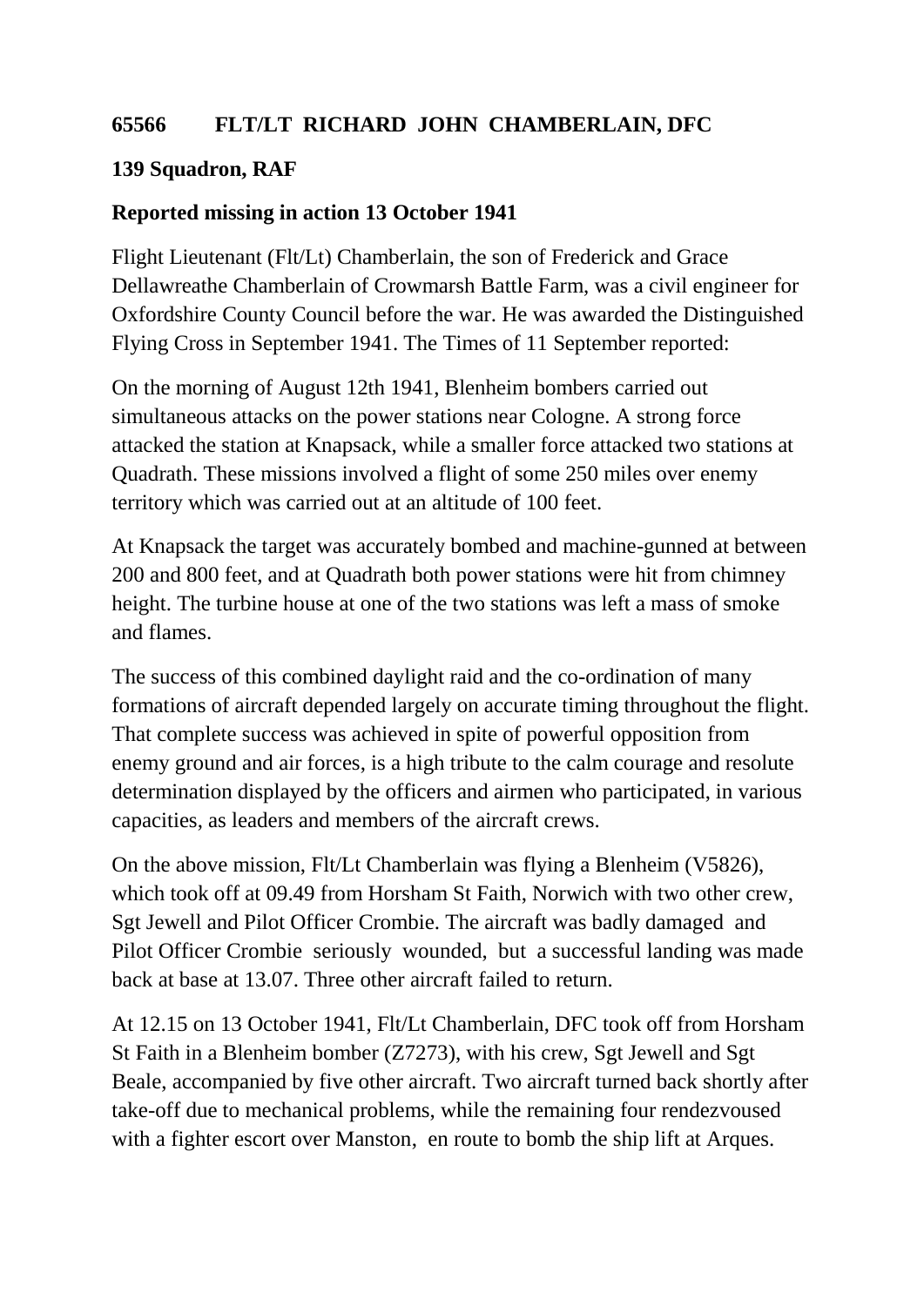**65566 FLT/LT RICHARD JOHN CHAMBERLAIN, DFC**

**139 Squadron, RAF**

**Reported missing in action 13 October 1941**

Flight Lieutenant (Flt/Lt) Chamberlain, the son of Frederick and Grace Dellawreathe Chamberlain of Crowmarsh Battle Farm, was a civil engineer for Oxfordshire County Council before the war. He was awarded the Distinguished Flying Cross in September 1941. The Times of 11 September reported:

On the morning of August 12th 1941, Blenheim bombers carried out simultaneous attacks on the power stations near Cologne. A strong force attacked the station at Knapsack, while a smaller force attacked two stations at Quadrath. These missions involved a flight of some 250 miles over enemy territory which was carried out at an altitude of 100 feet.

At Knapsack the target was accurately bombed and machine-gunned at between 200 and 800 feet, and at Quadrath both power stations were hit from chimney height. The turbine house at one of the two stations was left a mass of smoke and flames.

The success of this combined daylight raid and the co-ordination of many formations of aircraft depended largely on accurate timing throughout the flight. That complete success was achieved in spite of powerful opposition from enemy ground and air forces, is a high tribute to the calm courage and resolute determination displayed by the officers and airmen who participated, in various capacities, as leaders and members of the aircraft crews.

On the above mission, Flt/Lt Chamberlain was flying a Blenheim (V5826), which took off at 09.49 from Horsham St Faith, Norwich with two other crew, Sgt Jewell and Pilot Officer Crombie. The aircraft was badly damaged and Pilot Officer Crombie seriously wounded, but a successful landing was made back at base at 13.07. Three other aircraft failed to return.

At 12.15 on 13 October 1941, Flt/Lt Chamberlain, DFC took off from Horsham St Faith in a Blenheim bomber (Z7273), with his crew, Sgt Jewell and Sgt Beale, accompanied by five other aircraft. Two aircraft turned back shortly after take-off due to mechanical problems, while the remaining four rendezvoused with a fighter escort over Manston, en route to bomb the ship lift at Arques.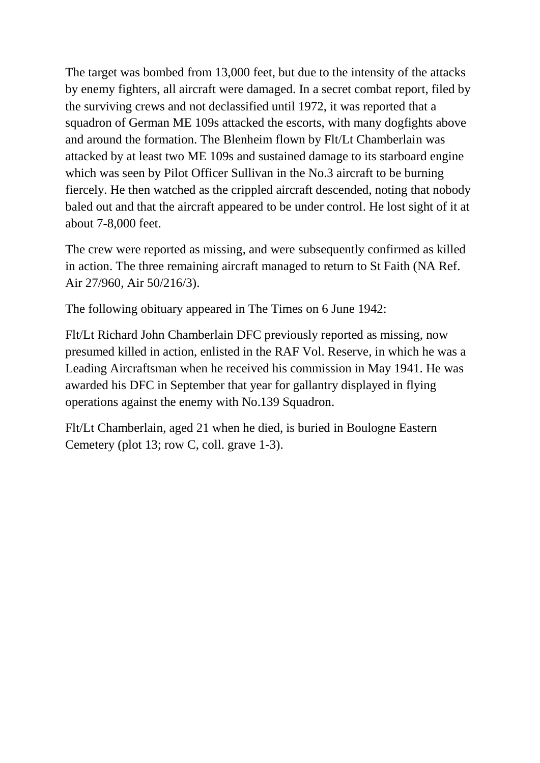The target was bombed from 13,000 feet, but due to the intensity of the attacks by enemy fighters, all aircraft were damaged. In a secret combat report, filed by the surviving crews and not declassified until 1972, it was reported that a squadron of German ME 109s attacked the escorts, with many dogfights above and around the formation. The Blenheim flown by Flt/Lt Chamberlain was attacked by at least two ME 109s and sustained damage to its starboard engine which was seen by Pilot Officer Sullivan in the No.3 aircraft to be burning fiercely. He then watched as the crippled aircraft descended, noting that nobody baled out and that the aircraft appeared to be under control. He lost sight of it at about 7-8,000 feet.

The crew were reported as missing, and were subsequently confirmed as killed in action. The three remaining aircraft managed to return to St Faith (NA Ref. Air 27/960, Air 50/216/3).

The following obituary appeared in The Times on 6 June 1942:

Flt/Lt Richard John Chamberlain DFC previously reported as missing, now presumed killed in action, enlisted in the RAF Vol. Reserve, in which he was a Leading Aircraftsman when he received his commission in May 1941. He was awarded his DFC in September that year for gallantry displayed in flying operations against the enemy with No.139 Squadron.

Flt/Lt Chamberlain, aged 21 when he died, is buried in Boulogne Eastern Cemetery (plot 13; row C, coll. grave 1-3).